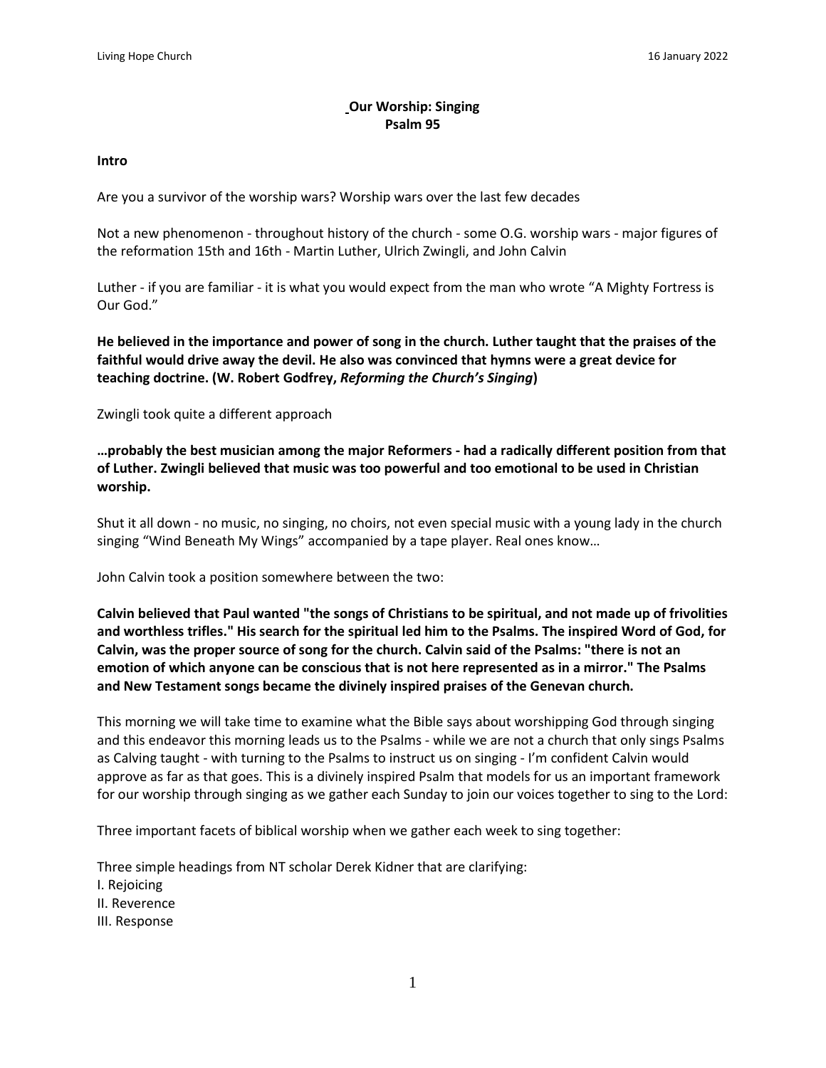# Our Worship: Singing
## Psalm 95

**Intro**

Are you a survivor of the worship wars? Worship wars over the last few decades

Not a new phenomenon - throughout history of the church - some O.G. worship wars - major figures of the reformation 15th and 16th - Martin Luther, Ulrich Zwingli, and John Calvin

Luther - if you are familiar - it is what you would expect from the man who wrote "A Mighty Fortress is Our God."

**He believed in the importance and power of song in the church. Luther taught that the praises of the faithful would drive away the devil. He also was convinced that hymns were a great device for teaching doctrine. (W. Robert Godfrey, *Reforming the Church's Singing*)**

Zwingli took quite a different approach

**…probably the best musician among the major Reformers - had a radically different position from that of Luther. Zwingli believed that music was too powerful and too emotional to be used in Christian worship.**

Shut it all down - no music, no singing, no choirs, not even special music with a young lady in the church singing "Wind Beneath My Wings" accompanied by a tape player. Real ones know…

John Calvin took a position somewhere between the two:

**Calvin believed that Paul wanted "the songs of Christians to be spiritual, and not made up of frivolities and worthless trifles." His search for the spiritual led him to the Psalms. The inspired Word of God, for Calvin, was the proper source of song for the church. Calvin said of the Psalms: "there is not an emotion of which anyone can be conscious that is not here represented as in a mirror." The Psalms and New Testament songs became the divinely inspired praises of the Genevan church.**

This morning we will take time to examine what the Bible says about worshipping God through singing and this endeavor this morning leads us to the Psalms - while we are not a church that only sings Psalms as Calving taught - with turning to the Psalms to instruct us on singing - I'm confident Calvin would approve as far as that goes. This is a divinely inspired Psalm that models for us an important framework for our worship through singing as we gather each Sunday to join our voices together to sing to the Lord:

Three important facets of biblical worship when we gather each week to sing together:

Three simple headings from NT scholar Derek Kidner that are clarifying:

I. Rejoicing
II. Reverence
III. Response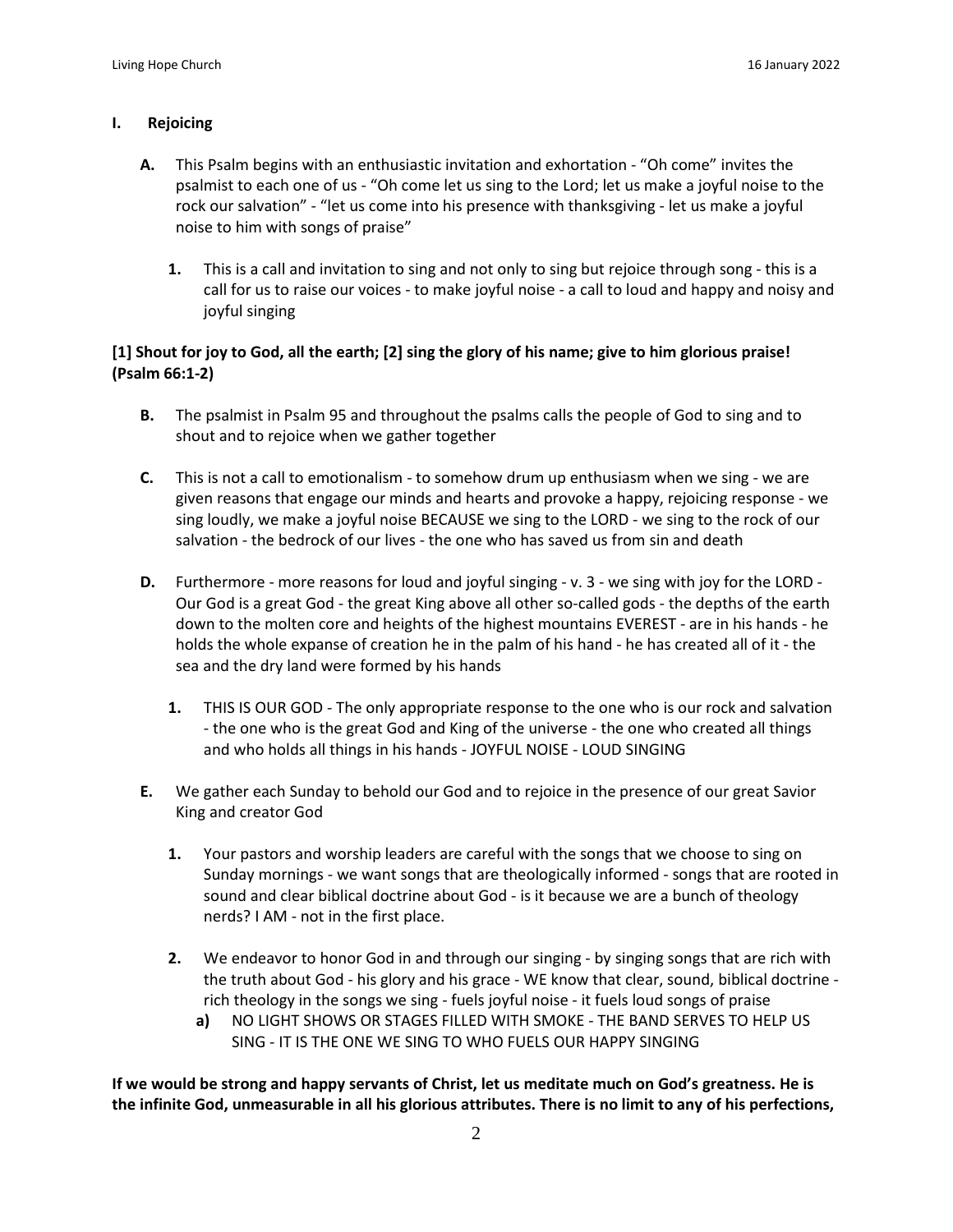## I. Rejoicing

**A.** This Psalm begins with an enthusiastic invitation and exhortation - "Oh come" invites the psalmist to each one of us - "Oh come let us sing to the Lord; let us make a joyful noise to the rock our salvation" - "let us come into his presence with thanksgiving - let us make a joyful noise to him with songs of praise"

   **1.** This is a call and invitation to sing and not only to sing but rejoice through song - this is a call for us to raise our voices - to make joyful noise - a call to loud and happy and noisy and joyful singing

**[1] Shout for joy to God, all the earth; [2] sing the glory of his name; give to him glorious praise! (Psalm 66:1-2)**

**B.** The psalmist in Psalm 95 and throughout the psalms calls the people of God to sing and to shout and to rejoice when we gather together

**C.** This is not a call to emotionalism - to somehow drum up enthusiasm when we sing - we are given reasons that engage our minds and hearts and provoke a happy, rejoicing response - we sing loudly, we make a joyful noise BECAUSE we sing to the LORD - we sing to the rock of our salvation - the bedrock of our lives - the one who has saved us from sin and death

**D.** Furthermore - more reasons for loud and joyful singing - v. 3 - we sing with joy for the LORD - Our God is a great God - the great King above all other so-called gods - the depths of the earth down to the molten core and heights of the highest mountains EVEREST - are in his hands - he holds the whole expanse of creation he in the palm of his hand - he has created all of it - the sea and the dry land were formed by his hands

   **1.** THIS IS OUR GOD - The only appropriate response to the one who is our rock and salvation - the one who is the great God and King of the universe - the one who created all things and who holds all things in his hands - JOYFUL NOISE - LOUD SINGING

**E.** We gather each Sunday to behold our God and to rejoice in the presence of our great Savior King and creator God

   **1.** Your pastors and worship leaders are careful with the songs that we choose to sing on Sunday mornings - we want songs that are theologically informed - songs that are rooted in sound and clear biblical doctrine about God - is it because we are a bunch of theology nerds? I AM - not in the first place.

   **2.** We endeavor to honor God in and through our singing - by singing songs that are rich with the truth about God - his glory and his grace - WE know that clear, sound, biblical doctrine - rich theology in the songs we sing - fuels joyful noise - it fuels loud songs of praise

      **a)** NO LIGHT SHOWS OR STAGES FILLED WITH SMOKE - THE BAND SERVES TO HELP US SING - IT IS THE ONE WE SING TO WHO FUELS OUR HAPPY SINGING

**If we would be strong and happy servants of Christ, let us meditate much on God's greatness. He is the infinite God, unmeasurable in all his glorious attributes. There is no limit to any of his perfections,**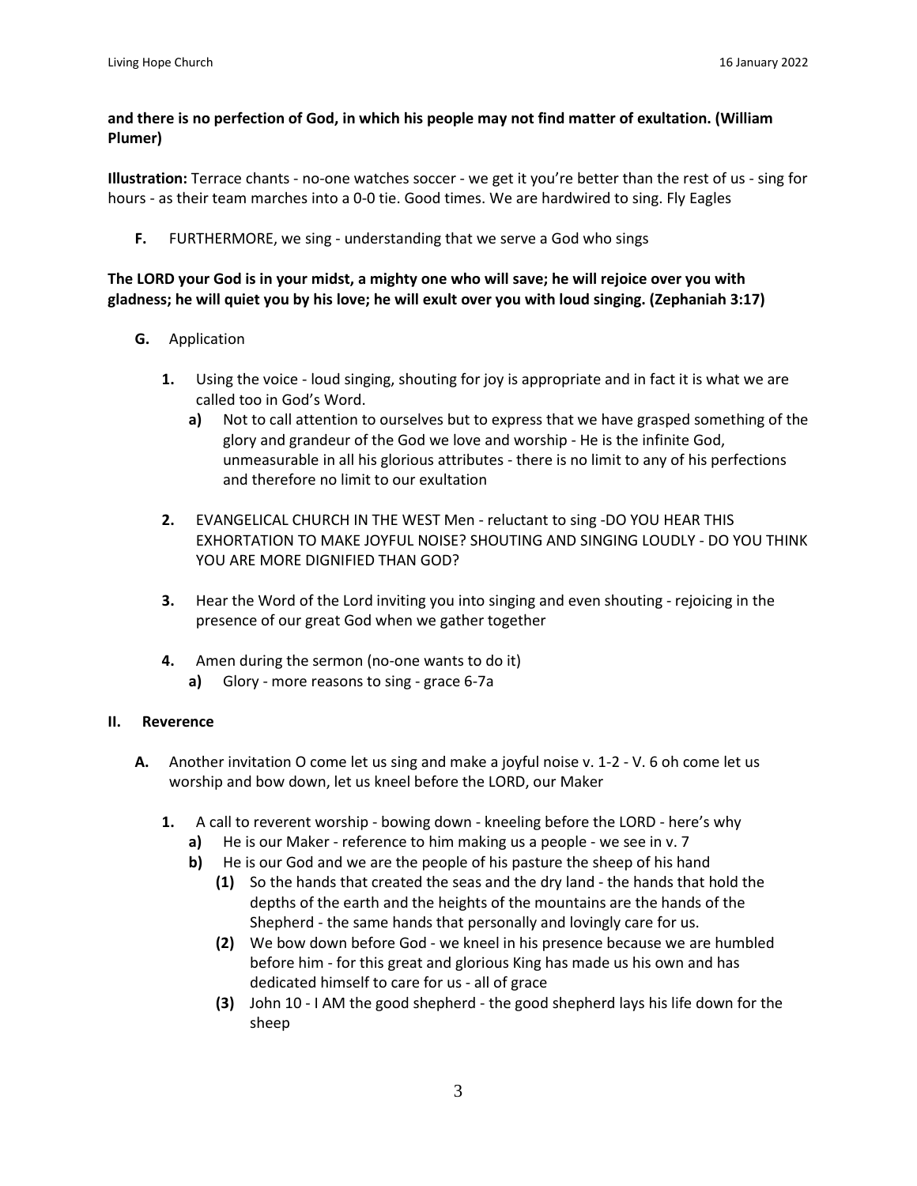**and there is no perfection of God, in which his people may not find matter of exultation. (William Plumer)**

**Illustration:** Terrace chants - no-one watches soccer - we get it you're better than the rest of us - sing for hours - as their team marches into a 0-0 tie. Good times. We are hardwired to sing. Fly Eagles

**F.** FURTHERMORE, we sing - understanding that we serve a God who sings

**The LORD your God is in your midst, a mighty one who will save; he will rejoice over you with gladness; he will quiet you by his love; he will exult over you with loud singing. (Zephaniah 3:17)**

**G.** Application

- **1.** Using the voice - loud singing, shouting for joy is appropriate and in fact it is what we are called too in God's Word.
  - **a)** Not to call attention to ourselves but to express that we have grasped something of the glory and grandeur of the God we love and worship - He is the infinite God, unmeasurable in all his glorious attributes - there is no limit to any of his perfections and therefore no limit to our exultation
- **2.** EVANGELICAL CHURCH IN THE WEST Men - reluctant to sing -DO YOU HEAR THIS EXHORTATION TO MAKE JOYFUL NOISE? SHOUTING AND SINGING LOUDLY - DO YOU THINK YOU ARE MORE DIGNIFIED THAN GOD?
- **3.** Hear the Word of the Lord inviting you into singing and even shouting - rejoicing in the presence of our great God when we gather together
- **4.** Amen during the sermon (no-one wants to do it)
  - **a)** Glory - more reasons to sing - grace 6-7a

## II. Reverence

**A.** Another invitation O come let us sing and make a joyful noise v. 1-2 - V. 6 oh come let us worship and bow down, let us kneel before the LORD, our Maker

- **1.** A call to reverent worship - bowing down - kneeling before the LORD - here's why
  - **a)** He is our Maker - reference to him making us a people - we see in v. 7
  - **b)** He is our God and we are the people of his pasture the sheep of his hand
    - **(1)** So the hands that created the seas and the dry land - the hands that hold the depths of the earth and the heights of the mountains are the hands of the Shepherd - the same hands that personally and lovingly care for us.
    - **(2)** We bow down before God - we kneel in his presence because we are humbled before him - for this great and glorious King has made us his own and has dedicated himself to care for us - all of grace
    - **(3)** John 10 - I AM the good shepherd - the good shepherd lays his life down for the sheep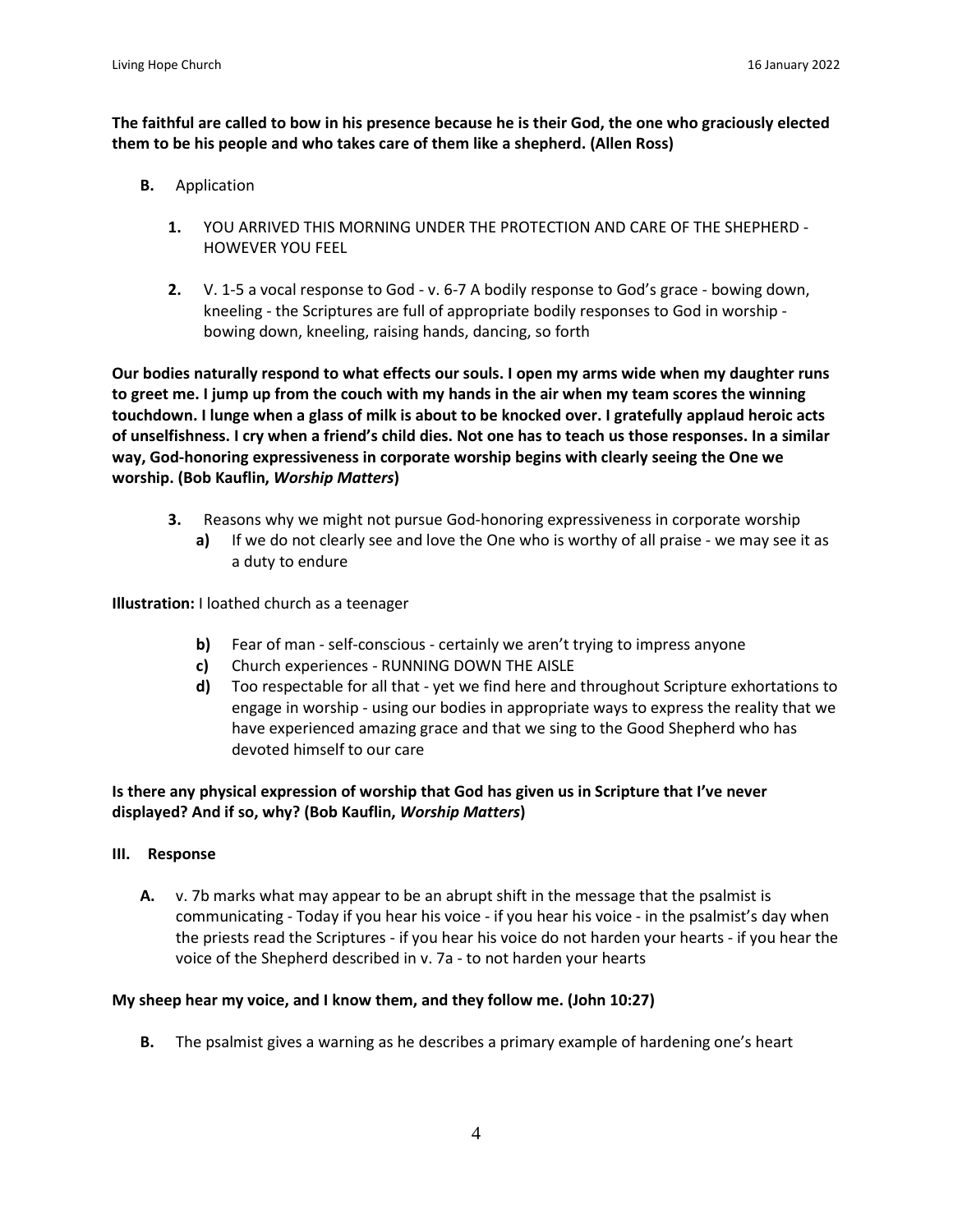**The faithful are called to bow in his presence because he is their God, the one who graciously elected them to be his people and who takes care of them like a shepherd. (Allen Ross)**

- **B.** Application
  1. YOU ARRIVED THIS MORNING UNDER THE PROTECTION AND CARE OF THE SHEPHERD - HOWEVER YOU FEEL
  2. V. 1-5 a vocal response to God - v. 6-7 A bodily response to God's grace - bowing down, kneeling - the Scriptures are full of appropriate bodily responses to God in worship - bowing down, kneeling, raising hands, dancing, so forth

**Our bodies naturally respond to what effects our souls. I open my arms wide when my daughter runs to greet me. I jump up from the couch with my hands in the air when my team scores the winning touchdown. I lunge when a glass of milk is about to be knocked over. I gratefully applaud heroic acts of unselfishness. I cry when a friend's child dies. Not one has to teach us those responses. In a similar way, God-honoring expressiveness in corporate worship begins with clearly seeing the One we worship. (Bob Kauflin, *Worship Matters*)**

3. Reasons why we might not pursue God-honoring expressiveness in corporate worship
   - **a)** If we do not clearly see and love the One who is worthy of all praise - we may see it as a duty to endure

**Illustration:** I loathed church as a teenager

   - **b)** Fear of man - self-conscious - certainly we aren't trying to impress anyone
   - **c)** Church experiences - RUNNING DOWN THE AISLE
   - **d)** Too respectable for all that - yet we find here and throughout Scripture exhortations to engage in worship - using our bodies in appropriate ways to express the reality that we have experienced amazing grace and that we sing to the Good Shepherd who has devoted himself to our care

**Is there any physical expression of worship that God has given us in Scripture that I've never displayed? And if so, why? (Bob Kauflin, *Worship Matters*)**

## III. Response

- **A.** v. 7b marks what may appear to be an abrupt shift in the message that the psalmist is communicating - Today if you hear his voice - if you hear his voice - in the psalmist's day when the priests read the Scriptures - if you hear his voice do not harden your hearts - if you hear the voice of the Shepherd described in v. 7a - to not harden your hearts

**My sheep hear my voice, and I know them, and they follow me. (John 10:27)**

- **B.** The psalmist gives a warning as he describes a primary example of hardening one's heart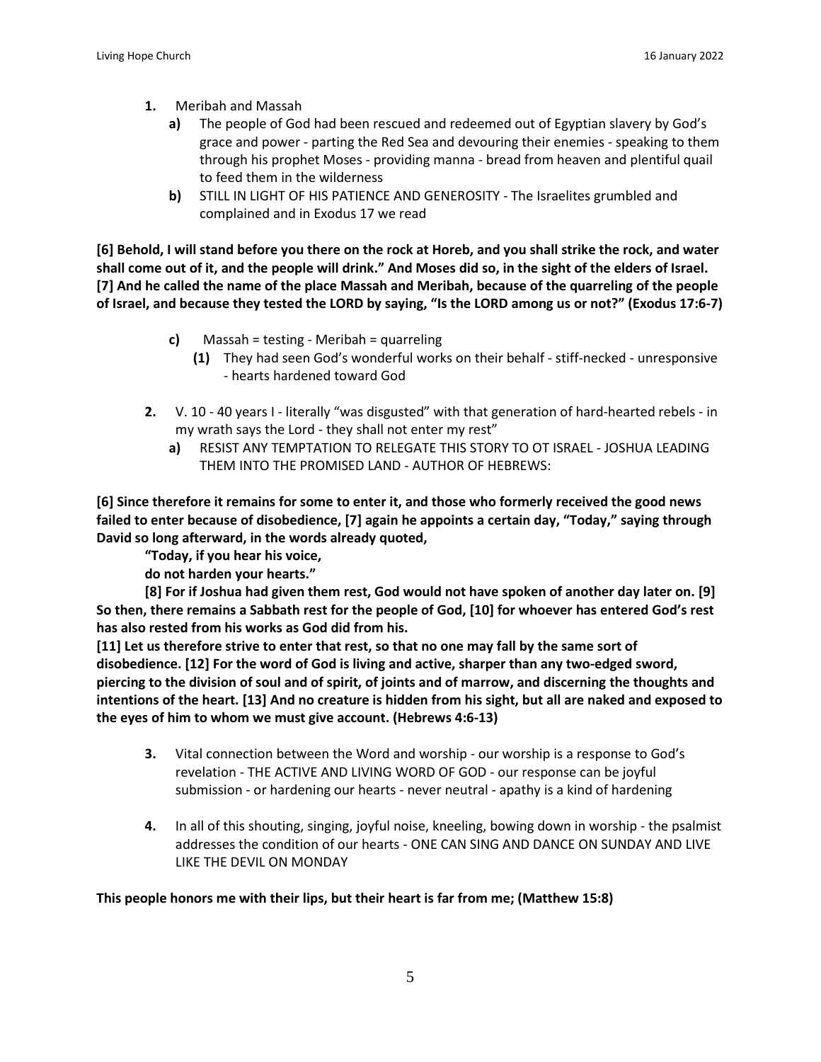1. Meribah and Massah
    a) The people of God had been rescued and redeemed out of Egyptian slavery by God's grace and power - parting the Red Sea and devouring their enemies - speaking to them through his prophet Moses - providing manna - bread from heaven and plentiful quail to feed them in the wilderness
    b) STILL IN LIGHT OF HIS PATIENCE AND GENEROSITY - The Israelites grumbled and complained and in Exodus 17 we read

**[6] Behold, I will stand before you there on the rock at Horeb, and you shall strike the rock, and water shall come out of it, and the people will drink." And Moses did so, in the sight of the elders of Israel. [7] And he called the name of the place Massah and Meribah, because of the quarreling of the people of Israel, and because they tested the LORD by saying, "Is the LORD among us or not?" (Exodus 17:6-7)**

    c) Massah = testing - Meribah = quarreling
        (1) They had seen God's wonderful works on their behalf - stiff-necked - unresponsive - hearts hardened toward God

2. V. 10 - 40 years I - literally "was disgusted" with that generation of hard-hearted rebels - in my wrath says the Lord - they shall not enter my rest"
    a) RESIST ANY TEMPTATION TO RELEGATE THIS STORY TO OT ISRAEL - JOSHUA LEADING THEM INTO THE PROMISED LAND - AUTHOR OF HEBREWS:

**[6] Since therefore it remains for some to enter it, and those who formerly received the good news failed to enter because of disobedience, [7] again he appoints a certain day, "Today," saying through David so long afterward, in the words already quoted,**

**"Today, if you hear his voice,**

**do not harden your hearts."**

**[8] For if Joshua had given them rest, God would not have spoken of another day later on. [9] So then, there remains a Sabbath rest for the people of God, [10] for whoever has entered God's rest has also rested from his works as God did from his.**

**[11] Let us therefore strive to enter that rest, so that no one may fall by the same sort of disobedience. [12] For the word of God is living and active, sharper than any two-edged sword, piercing to the division of soul and of spirit, of joints and of marrow, and discerning the thoughts and intentions of the heart. [13] And no creature is hidden from his sight, but all are naked and exposed to the eyes of him to whom we must give account. (Hebrews 4:6-13)**

3. Vital connection between the Word and worship - our worship is a response to God's revelation - THE ACTIVE AND LIVING WORD OF GOD - our response can be joyful submission - or hardening our hearts - never neutral - apathy is a kind of hardening

4. In all of this shouting, singing, joyful noise, kneeling, bowing down in worship - the psalmist addresses the condition of our hearts - ONE CAN SING AND DANCE ON SUNDAY AND LIVE LIKE THE DEVIL ON MONDAY

**This people honors me with their lips, but their heart is far from me; (Matthew 15:8)**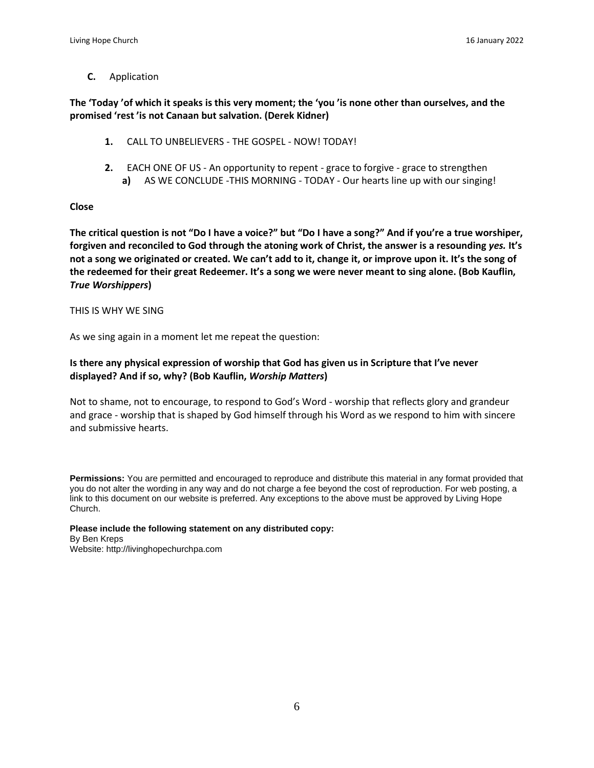**C.** Application

**The ‘Today ’of which it speaks is this very moment; the ‘you ’is none other than ourselves, and the promised ‘rest ’is not Canaan but salvation. (Derek Kidner)**

1. CALL TO UNBELIEVERS - THE GOSPEL - NOW! TODAY!
2. EACH ONE OF US - An opportunity to repent - grace to forgive - grace to strengthen
    a) AS WE CONCLUDE -THIS MORNING - TODAY - Our hearts line up with our singing!

**Close**

**The critical question is not “Do I have a voice?” but “Do I have a song?” And if you’re a true worshiper, forgiven and reconciled to God through the atoning work of Christ, the answer is a resounding *yes.* It’s not a song we originated or created. We can’t add to it, change it, or improve upon it. It’s the song of the redeemed for their great Redeemer. It’s a song we were never meant to sing alone. (Bob Kauflin, *True Worshippers*)**

THIS IS WHY WE SING

As we sing again in a moment let me repeat the question:

**Is there any physical expression of worship that God has given us in Scripture that I’ve never displayed? And if so, why? (Bob Kauflin, *Worship Matters*)**

Not to shame, not to encourage, to respond to God’s Word - worship that reflects glory and grandeur and grace - worship that is shaped by God himself through his Word as we respond to him with sincere and submissive hearts.

**Permissions:** You are permitted and encouraged to reproduce and distribute this material in any format provided that you do not alter the wording in any way and do not charge a fee beyond the cost of reproduction. For web posting, a link to this document on our website is preferred. Any exceptions to the above must be approved by Living Hope Church.

**Please include the following statement on any distributed copy:**
By Ben Kreps
Website: http://livinghopechurchpa.com